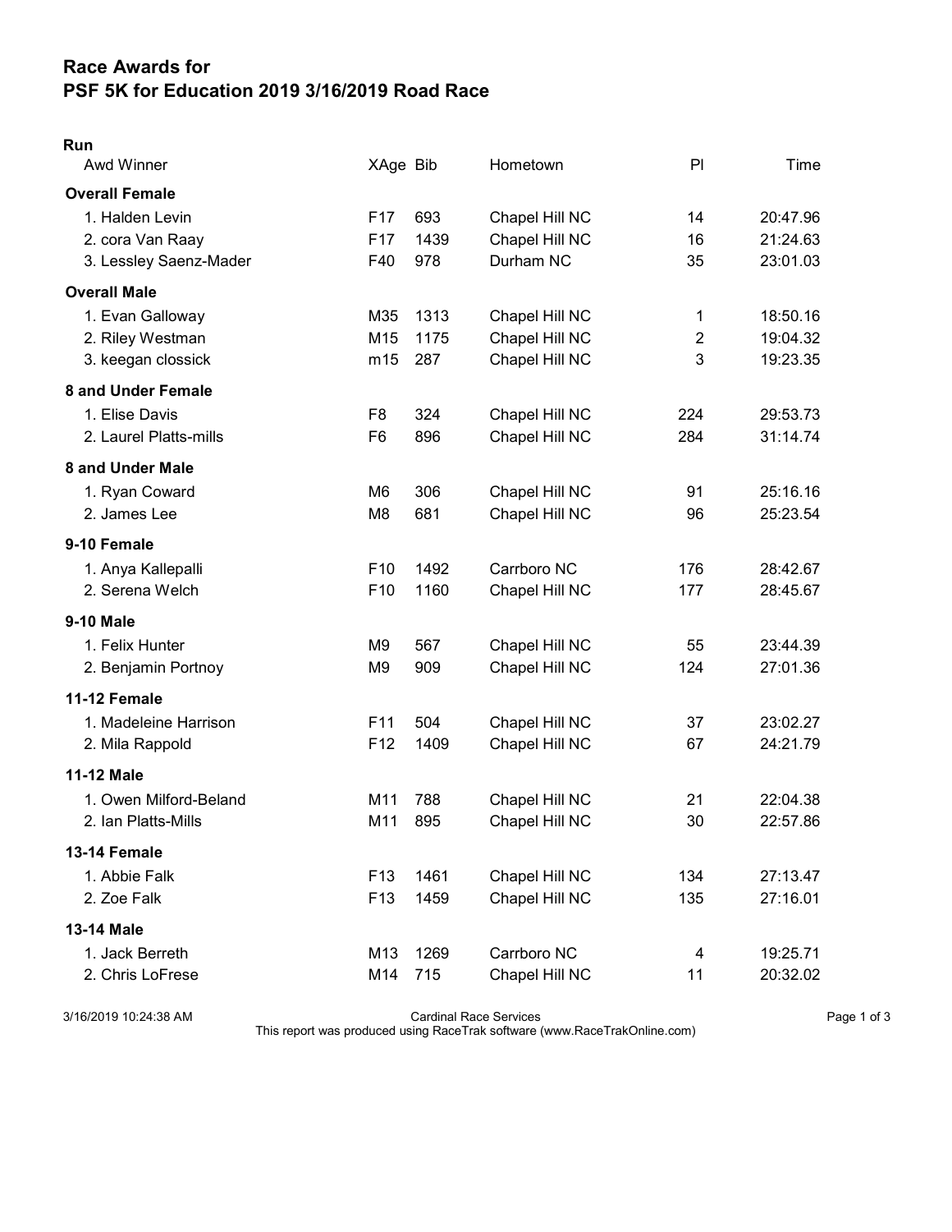# Race Awards for
# PSF 5K for Education 2019 3/16/2019 Road Race

## Run

| Awd Winner | XAge | Bib | Hometown | Pl | Time |
|---|---|---|---|---|---|
| **Overall Female** | | | | | |
| 1. Halden Levin | F17 | 693 | Chapel Hill NC | 14 | 20:47.96 |
| 2. cora Van Raay | F17 | 1439 | Chapel Hill NC | 16 | 21:24.63 |
| 3. Lessley Saenz-Mader | F40 | 978 | Durham NC | 35 | 23:01.03 |
| **Overall Male** | | | | | |
| 1. Evan Galloway | M35 | 1313 | Chapel Hill NC | 1 | 18:50.16 |
| 2. Riley Westman | M15 | 1175 | Chapel Hill NC | 2 | 19:04.32 |
| 3. keegan clossick | m15 | 287 | Chapel Hill NC | 3 | 19:23.35 |
| **8 and Under Female** | | | | | |
| 1. Elise Davis | F8 | 324 | Chapel Hill NC | 224 | 29:53.73 |
| 2. Laurel Platts-mills | F6 | 896 | Chapel Hill NC | 284 | 31:14.74 |
| **8 and Under Male** | | | | | |
| 1. Ryan Coward | M6 | 306 | Chapel Hill NC | 91 | 25:16.16 |
| 2. James Lee | M8 | 681 | Chapel Hill NC | 96 | 25:23.54 |
| **9-10 Female** | | | | | |
| 1. Anya Kallepalli | F10 | 1492 | Carrboro NC | 176 | 28:42.67 |
| 2. Serena Welch | F10 | 1160 | Chapel Hill NC | 177 | 28:45.67 |
| **9-10 Male** | | | | | |
| 1. Felix Hunter | M9 | 567 | Chapel Hill NC | 55 | 23:44.39 |
| 2. Benjamin Portnoy | M9 | 909 | Chapel Hill NC | 124 | 27:01.36 |
| **11-12 Female** | | | | | |
| 1. Madeleine Harrison | F11 | 504 | Chapel Hill NC | 37 | 23:02.27 |
| 2. Mila Rappold | F12 | 1409 | Chapel Hill NC | 67 | 24:21.79 |
| **11-12 Male** | | | | | |
| 1. Owen Milford-Beland | M11 | 788 | Chapel Hill NC | 21 | 22:04.38 |
| 2. Ian Platts-Mills | M11 | 895 | Chapel Hill NC | 30 | 22:57.86 |
| **13-14 Female** | | | | | |
| 1. Abbie Falk | F13 | 1461 | Chapel Hill NC | 134 | 27:13.47 |
| 2. Zoe Falk | F13 | 1459 | Chapel Hill NC | 135 | 27:16.01 |
| **13-14 Male** | | | | | |
| 1. Jack Berreth | M13 | 1269 | Carrboro NC | 4 | 19:25.71 |
| 2. Chris LoFrese | M14 | 715 | Chapel Hill NC | 11 | 20:32.02 |

3/16/2019 10:24:38 AM — Cardinal Race Services

This report was produced using RaceTrak software (www.RaceTrakOnline.com)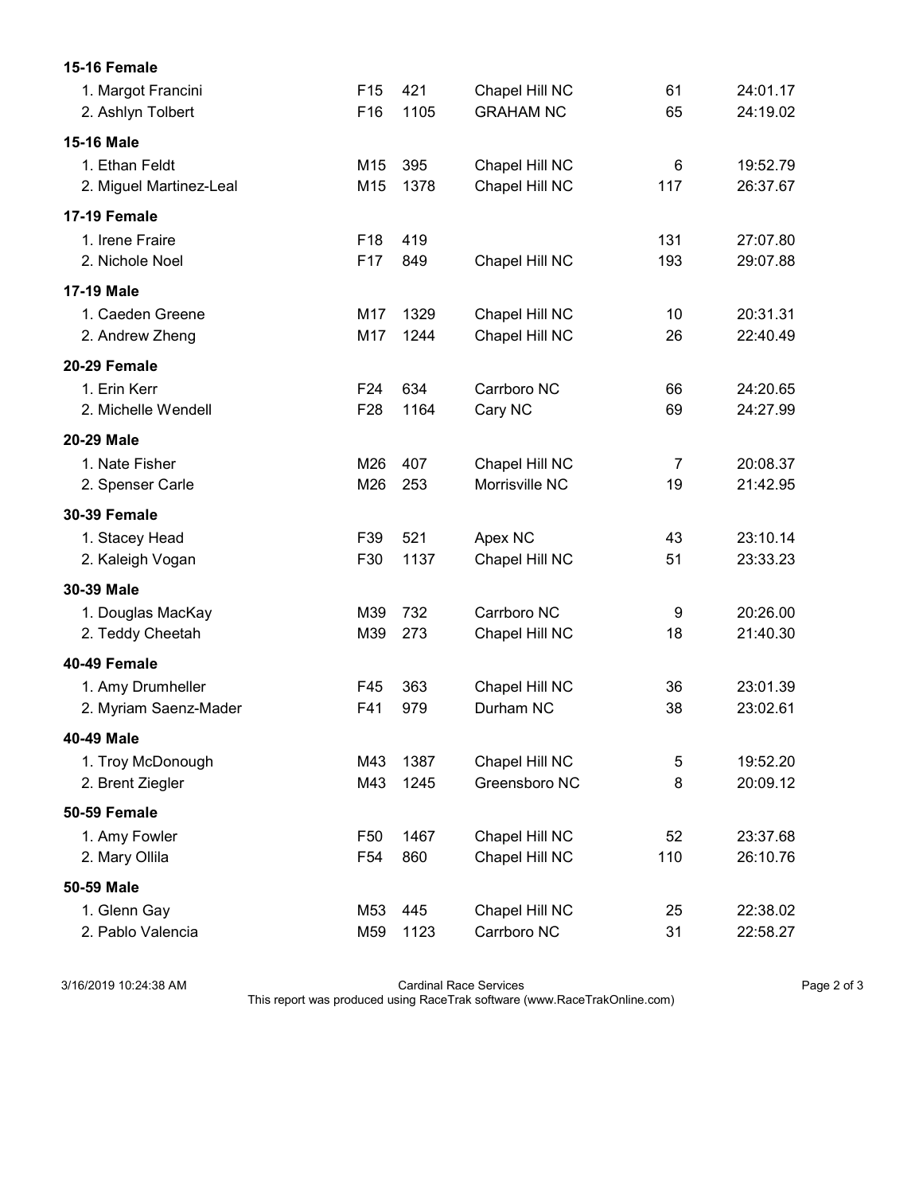**15-16 Female**

| | | | | | |
|---|---|---|---|---|---|
| 1. Margot Francini | F15 | 421 | Chapel Hill NC | 61 | 24:01.17 |
| 2. Ashlyn Tolbert | F16 | 1105 | GRAHAM NC | 65 | 24:19.02 |

**15-16 Male**

| | | | | | |
|---|---|---|---|---|---|
| 1. Ethan Feldt | M15 | 395 | Chapel Hill NC | 6 | 19:52.79 |
| 2. Miguel Martinez-Leal | M15 | 1378 | Chapel Hill NC | 117 | 26:37.67 |

**17-19 Female**

| | | | | | |
|---|---|---|---|---|---|
| 1. Irene Fraire | F18 | 419 | | 131 | 27:07.80 |
| 2. Nichole Noel | F17 | 849 | Chapel Hill NC | 193 | 29:07.88 |

**17-19 Male**

| | | | | | |
|---|---|---|---|---|---|
| 1. Caeden Greene | M17 | 1329 | Chapel Hill NC | 10 | 20:31.31 |
| 2. Andrew Zheng | M17 | 1244 | Chapel Hill NC | 26 | 22:40.49 |

**20-29 Female**

| | | | | | |
|---|---|---|---|---|---|
| 1. Erin Kerr | F24 | 634 | Carrboro NC | 66 | 24:20.65 |
| 2. Michelle Wendell | F28 | 1164 | Cary NC | 69 | 24:27.99 |

**20-29 Male**

| | | | | | |
|---|---|---|---|---|---|
| 1. Nate Fisher | M26 | 407 | Chapel Hill NC | 7 | 20:08.37 |
| 2. Spenser Carle | M26 | 253 | Morrisville NC | 19 | 21:42.95 |

**30-39 Female**

| | | | | | |
|---|---|---|---|---|---|
| 1. Stacey Head | F39 | 521 | Apex NC | 43 | 23:10.14 |
| 2. Kaleigh Vogan | F30 | 1137 | Chapel Hill NC | 51 | 23:33.23 |

**30-39 Male**

| | | | | | |
|---|---|---|---|---|---|
| 1. Douglas MacKay | M39 | 732 | Carrboro NC | 9 | 20:26.00 |
| 2. Teddy Cheetah | M39 | 273 | Chapel Hill NC | 18 | 21:40.30 |

**40-49 Female**

| | | | | | |
|---|---|---|---|---|---|
| 1. Amy Drumheller | F45 | 363 | Chapel Hill NC | 36 | 23:01.39 |
| 2. Myriam Saenz-Mader | F41 | 979 | Durham NC | 38 | 23:02.61 |

**40-49 Male**

| | | | | | |
|---|---|---|---|---|---|
| 1. Troy McDonough | M43 | 1387 | Chapel Hill NC | 5 | 19:52.20 |
| 2. Brent Ziegler | M43 | 1245 | Greensboro NC | 8 | 20:09.12 |

**50-59 Female**

| | | | | | |
|---|---|---|---|---|---|
| 1. Amy Fowler | F50 | 1467 | Chapel Hill NC | 52 | 23:37.68 |
| 2. Mary Ollila | F54 | 860 | Chapel Hill NC | 110 | 26:10.76 |

**50-59 Male**

| | | | | | |
|---|---|---|---|---|---|
| 1. Glenn Gay | M53 | 445 | Chapel Hill NC | 25 | 22:38.02 |
| 2. Pablo Valencia | M59 | 1123 | Carrboro NC | 31 | 22:58.27 |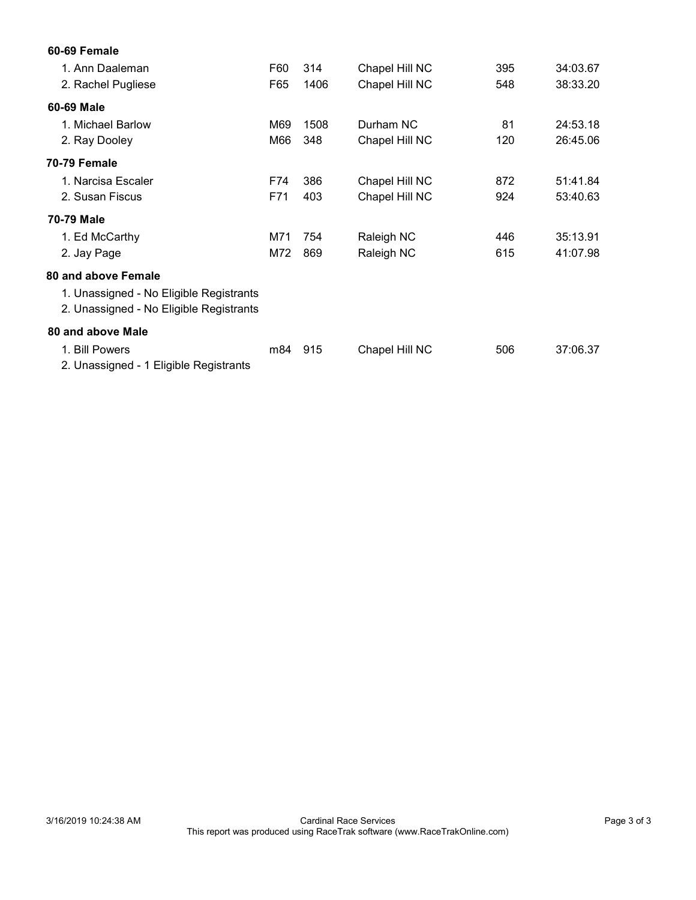**60-69 Female**

| | | | | | |
|---|---|---|---|---|---|
| 1. Ann Daaleman | F60 | 314 | Chapel Hill NC | 395 | 34:03.67 |
| 2. Rachel Pugliese | F65 | 1406 | Chapel Hill NC | 548 | 38:33.20 |

**60-69 Male**

| | | | | | |
|---|---|---|---|---|---|
| 1. Michael Barlow | M69 | 1508 | Durham NC | 81 | 24:53.18 |
| 2. Ray Dooley | M66 | 348 | Chapel Hill NC | 120 | 26:45.06 |

**70-79 Female**

| | | | | | |
|---|---|---|---|---|---|
| 1. Narcisa Escaler | F74 | 386 | Chapel Hill NC | 872 | 51:41.84 |
| 2. Susan Fiscus | F71 | 403 | Chapel Hill NC | 924 | 53:40.63 |

**70-79 Male**

| | | | | | |
|---|---|---|---|---|---|
| 1. Ed McCarthy | M71 | 754 | Raleigh NC | 446 | 35:13.91 |
| 2. Jay Page | M72 | 869 | Raleigh NC | 615 | 41:07.98 |

**80 and above Female**

1. Unassigned - No Eligible Registrants
2. Unassigned - No Eligible Registrants

**80 and above Male**

| | | | | | |
|---|---|---|---|---|---|
| 1. Bill Powers | m84 | 915 | Chapel Hill NC | 506 | 37:06.37 |
| 2. Unassigned - 1 Eligible Registrants | | | | | |

3/16/2019 10:24:38 AM

Cardinal Race Services

This report was produced using RaceTrak software (www.RaceTrakOnline.com)